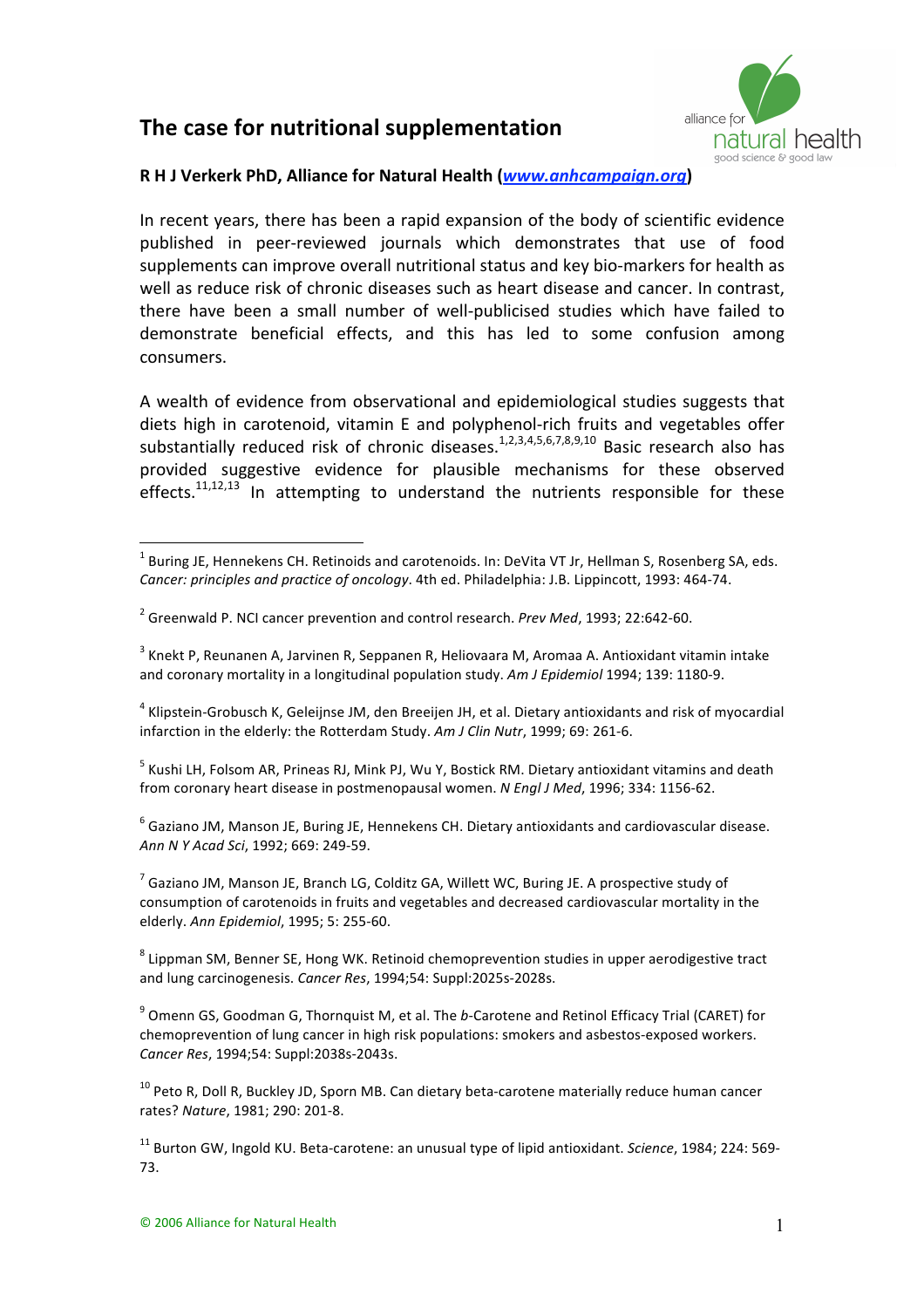# The case for nutritional supplementation

**R H J Verkerk PhD, Alliance for Natural Health (*www.anhcampaign.org*)**

In recent years, there has been a rapid expansion of the body of scientific evidence published in peer-reviewed journals which demonstrates that use of food supplements can improve overall nutritional status and key bio-markers for health as well as reduce risk of chronic diseases such as heart disease and cancer. In contrast, there have been a small number of well-publicised studies which have failed to demonstrate beneficial effects, and this has led to some confusion among consumers.

A wealth of evidence from observational and epidemiological studies suggests that diets high in carotenoid, vitamin E and polyphenol-rich fruits and vegetables offer substantially reduced risk of chronic diseases.[1,2,3,4,5,6,7,8,9,10] Basic research also has provided suggestive evidence for plausible mechanisms for these observed effects.[11,12,13] In attempting to understand the nutrients responsible for these

---

[1] Buring JE, Hennekens CH. Retinoids and carotenoids. In: DeVita VT Jr, Hellman S, Rosenberg SA, eds. *Cancer: principles and practice of oncology*. 4th ed. Philadelphia: J.B. Lippincott, 1993: 464-74.

[2] Greenwald P. NCI cancer prevention and control research. *Prev Med*, 1993; 22:642-60.

[3] Knekt P, Reunanen A, Jarvinen R, Seppanen R, Heliovaara M, Aromaa A. Antioxidant vitamin intake and coronary mortality in a longitudinal population study. *Am J Epidemiol* 1994; 139: 1180-9.

[4] Klipstein-Grobusch K, Geleijnse JM, den Breeijen JH, et al. Dietary antioxidants and risk of myocardial infarction in the elderly: the Rotterdam Study. *Am J Clin Nutr*, 1999; 69: 261-6.

[5] Kushi LH, Folsom AR, Prineas RJ, Mink PJ, Wu Y, Bostick RM. Dietary antioxidant vitamins and death from coronary heart disease in postmenopausal women. *N Engl J Med*, 1996; 334: 1156-62.

[6] Gaziano JM, Manson JE, Buring JE, Hennekens CH. Dietary antioxidants and cardiovascular disease. *Ann N Y Acad Sci*, 1992; 669: 249-59.

[7] Gaziano JM, Manson JE, Branch LG, Colditz GA, Willett WC, Buring JE. A prospective study of consumption of carotenoids in fruits and vegetables and decreased cardiovascular mortality in the elderly. *Ann Epidemiol*, 1995; 5: 255-60.

[8] Lippman SM, Benner SE, Hong WK. Retinoid chemoprevention studies in upper aerodigestive tract and lung carcinogenesis. *Cancer Res*, 1994;54: Suppl:2025s-2028s.

[9] Omenn GS, Goodman G, Thornquist M, et al. The *b*-Carotene and Retinol Efficacy Trial (CARET) for chemoprevention of lung cancer in high risk populations: smokers and asbestos-exposed workers. *Cancer Res*, 1994;54: Suppl:2038s-2043s.

[10] Peto R, Doll R, Buckley JD, Sporn MB. Can dietary beta-carotene materially reduce human cancer rates? *Nature*, 1981; 290: 201-8.

[11] Burton GW, Ingold KU. Beta-carotene: an unusual type of lipid antioxidant. *Science*, 1984; 224: 569-73.

© 2006 Alliance for Natural Health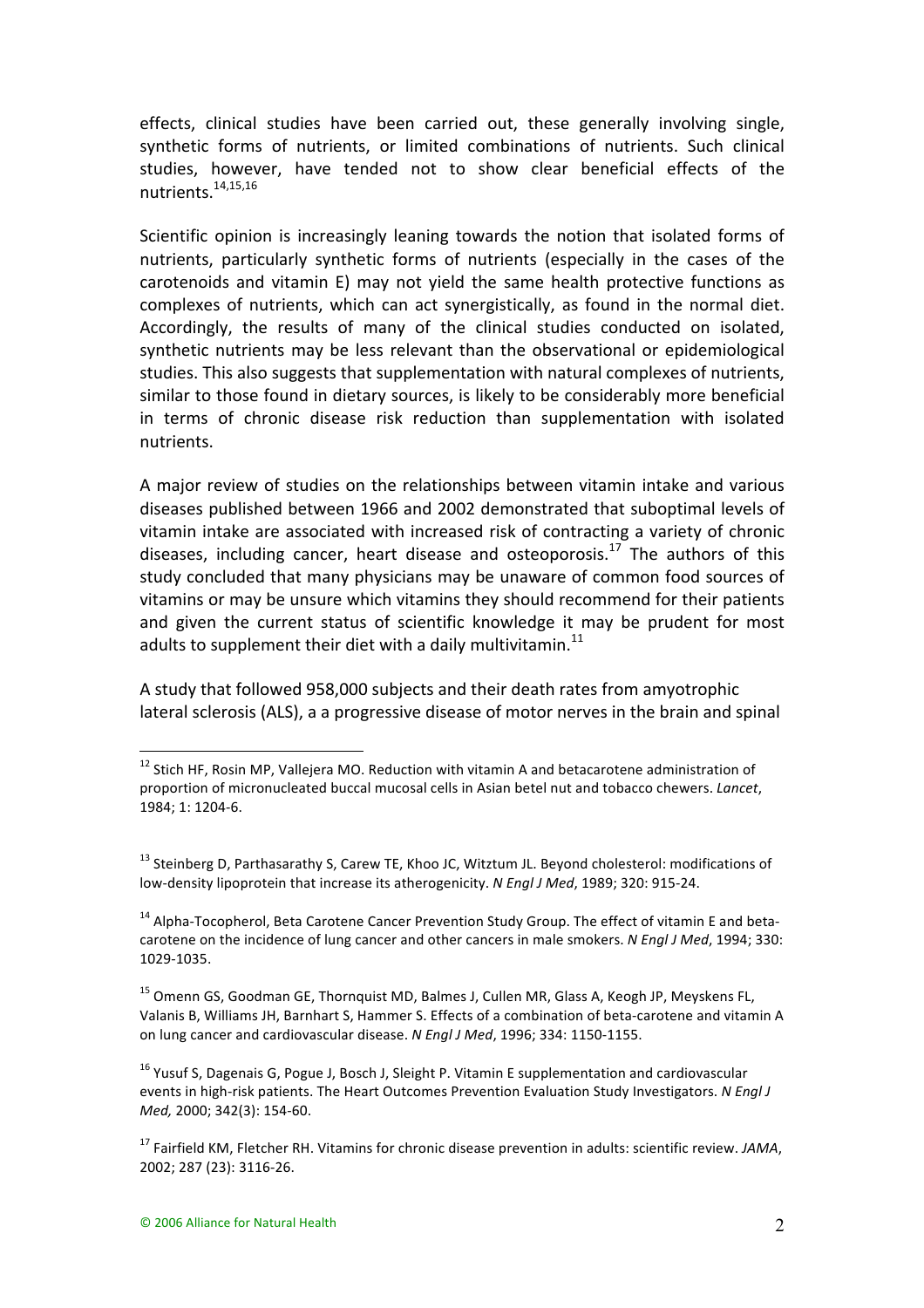effects, clinical studies have been carried out, these generally involving single, synthetic forms of nutrients, or limited combinations of nutrients. Such clinical studies, however, have tended not to show clear beneficial effects of the nutrients.[14,15,16]

Scientific opinion is increasingly leaning towards the notion that isolated forms of nutrients, particularly synthetic forms of nutrients (especially in the cases of the carotenoids and vitamin E) may not yield the same health protective functions as complexes of nutrients, which can act synergistically, as found in the normal diet. Accordingly, the results of many of the clinical studies conducted on isolated, synthetic nutrients may be less relevant than the observational or epidemiological studies. This also suggests that supplementation with natural complexes of nutrients, similar to those found in dietary sources, is likely to be considerably more beneficial in terms of chronic disease risk reduction than supplementation with isolated nutrients.

A major review of studies on the relationships between vitamin intake and various diseases published between 1966 and 2002 demonstrated that suboptimal levels of vitamin intake are associated with increased risk of contracting a variety of chronic diseases, including cancer, heart disease and osteoporosis.[17] The authors of this study concluded that many physicians may be unaware of common food sources of vitamins or may be unsure which vitamins they should recommend for their patients and given the current status of scientific knowledge it may be prudent for most adults to supplement their diet with a daily multivitamin.[11]

A study that followed 958,000 subjects and their death rates from amyotrophic lateral sclerosis (ALS), a a progressive disease of motor nerves in the brain and spinal

---

[12] Stich HF, Rosin MP, Vallejera MO. Reduction with vitamin A and betacarotene administration of proportion of micronucleated buccal mucosal cells in Asian betel nut and tobacco chewers. *Lancet*, 1984; 1: 1204-6.

[13] Steinberg D, Parthasarathy S, Carew TE, Khoo JC, Witztum JL. Beyond cholesterol: modifications of low-density lipoprotein that increase its atherogenicity. *N Engl J Med*, 1989; 320: 915-24.

[14] Alpha-Tocopherol, Beta Carotene Cancer Prevention Study Group. The effect of vitamin E and beta-carotene on the incidence of lung cancer and other cancers in male smokers. *N Engl J Med*, 1994; 330: 1029-1035.

[15] Omenn GS, Goodman GE, Thornquist MD, Balmes J, Cullen MR, Glass A, Keogh JP, Meyskens FL, Valanis B, Williams JH, Barnhart S, Hammer S. Effects of a combination of beta-carotene and vitamin A on lung cancer and cardiovascular disease. *N Engl J Med*, 1996; 334: 1150-1155.

[16] Yusuf S, Dagenais G, Pogue J, Bosch J, Sleight P. Vitamin E supplementation and cardiovascular events in high-risk patients. The Heart Outcomes Prevention Evaluation Study Investigators. *N Engl J Med,* 2000; 342(3): 154-60.

[17] Fairfield KM, Fletcher RH. Vitamins for chronic disease prevention in adults: scientific review. *JAMA*, 2002; 287 (23): 3116-26.

© 2006 Alliance for Natural Health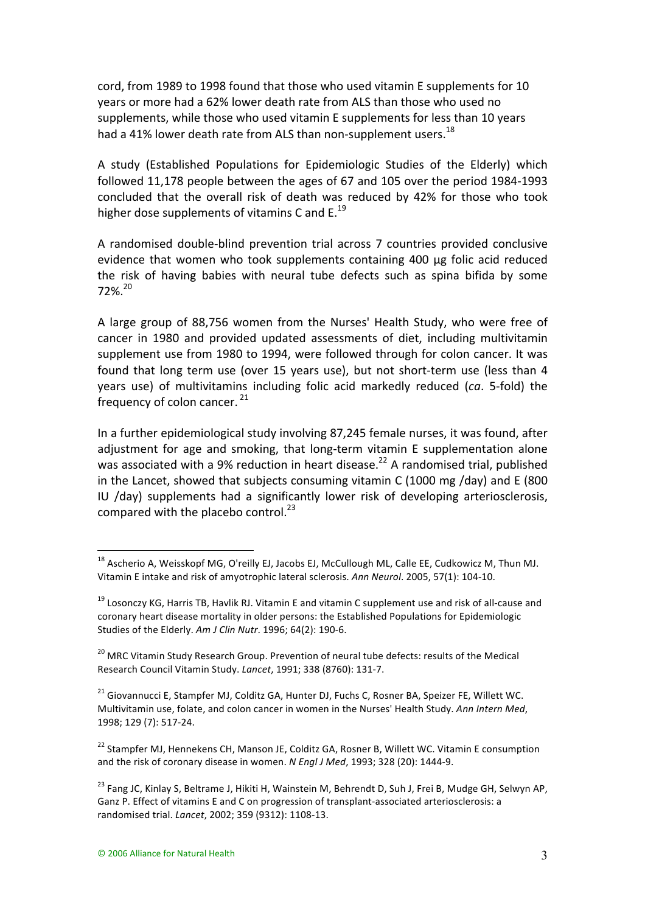cord, from 1989 to 1998 found that those who used vitamin E supplements for 10 years or more had a 62% lower death rate from ALS than those who used no supplements, while those who used vitamin E supplements for less than 10 years had a 41% lower death rate from ALS than non-supplement users.[18]

A study (Established Populations for Epidemiologic Studies of the Elderly) which followed 11,178 people between the ages of 67 and 105 over the period 1984-1993 concluded that the overall risk of death was reduced by 42% for those who took higher dose supplements of vitamins C and E.[19]

A randomised double-blind prevention trial across 7 countries provided conclusive evidence that women who took supplements containing 400 µg folic acid reduced the risk of having babies with neural tube defects such as spina bifida by some 72%.[20]

A large group of 88,756 women from the Nurses' Health Study, who were free of cancer in 1980 and provided updated assessments of diet, including multivitamin supplement use from 1980 to 1994, were followed through for colon cancer. It was found that long term use (over 15 years use), but not short-term use (less than 4 years use) of multivitamins including folic acid markedly reduced (*ca*. 5-fold) the frequency of colon cancer.[21]

In a further epidemiological study involving 87,245 female nurses, it was found, after adjustment for age and smoking, that long-term vitamin E supplementation alone was associated with a 9% reduction in heart disease.[22] A randomised trial, published in the Lancet, showed that subjects consuming vitamin C (1000 mg /day) and E (800 IU /day) supplements had a significantly lower risk of developing arteriosclerosis, compared with the placebo control.[23]

---

[18] Ascherio A, Weisskopf MG, O'reilly EJ, Jacobs EJ, McCullough ML, Calle EE, Cudkowicz M, Thun MJ. Vitamin E intake and risk of amyotrophic lateral sclerosis. *Ann Neurol*. 2005, 57(1): 104-10.

[19] Losonczy KG, Harris TB, Havlik RJ. Vitamin E and vitamin C supplement use and risk of all-cause and coronary heart disease mortality in older persons: the Established Populations for Epidemiologic Studies of the Elderly. *Am J Clin Nutr*. 1996; 64(2): 190-6.

[20] MRC Vitamin Study Research Group. Prevention of neural tube defects: results of the Medical Research Council Vitamin Study. *Lancet*, 1991; 338 (8760): 131-7.

[21] Giovannucci E, Stampfer MJ, Colditz GA, Hunter DJ, Fuchs C, Rosner BA, Speizer FE, Willett WC. Multivitamin use, folate, and colon cancer in women in the Nurses' Health Study. *Ann Intern Med*, 1998; 129 (7): 517-24.

[22] Stampfer MJ, Hennekens CH, Manson JE, Colditz GA, Rosner B, Willett WC. Vitamin E consumption and the risk of coronary disease in women. *N Engl J Med*, 1993; 328 (20): 1444-9.

[23] Fang JC, Kinlay S, Beltrame J, Hikiti H, Wainstein M, Behrendt D, Suh J, Frei B, Mudge GH, Selwyn AP, Ganz P. Effect of vitamins E and C on progression of transplant-associated arteriosclerosis: a randomised trial. *Lancet*, 2002; 359 (9312): 1108-13.

© 2006 Alliance for Natural Health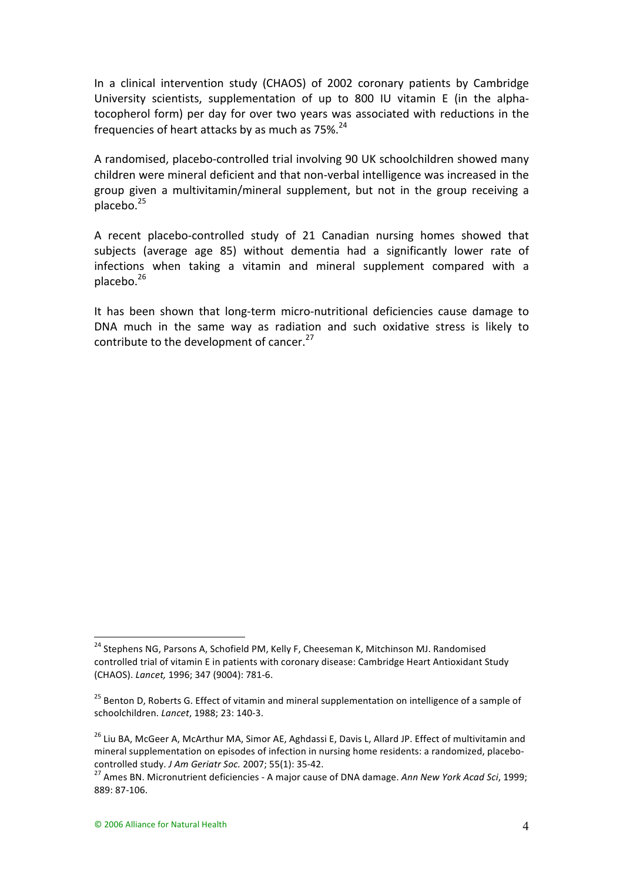In a clinical intervention study (CHAOS) of 2002 coronary patients by Cambridge University scientists, supplementation of up to 800 IU vitamin E (in the alpha-tocopherol form) per day for over two years was associated with reductions in the frequencies of heart attacks by as much as 75%.[24]

A randomised, placebo-controlled trial involving 90 UK schoolchildren showed many children were mineral deficient and that non-verbal intelligence was increased in the group given a multivitamin/mineral supplement, but not in the group receiving a placebo.[25]

A recent placebo-controlled study of 21 Canadian nursing homes showed that subjects (average age 85) without dementia had a significantly lower rate of infections when taking a vitamin and mineral supplement compared with a placebo.[26]

It has been shown that long-term micro-nutritional deficiencies cause damage to DNA much in the same way as radiation and such oxidative stress is likely to contribute to the development of cancer.[27]

---

[24] Stephens NG, Parsons A, Schofield PM, Kelly F, Cheeseman K, Mitchinson MJ. Randomised controlled trial of vitamin E in patients with coronary disease: Cambridge Heart Antioxidant Study (CHAOS). *Lancet,* 1996; 347 (9004): 781-6.

[25] Benton D, Roberts G. Effect of vitamin and mineral supplementation on intelligence of a sample of schoolchildren. *Lancet*, 1988; 23: 140-3.

[26] Liu BA, McGeer A, McArthur MA, Simor AE, Aghdassi E, Davis L, Allard JP. Effect of multivitamin and mineral supplementation on episodes of infection in nursing home residents: a randomized, placebo-controlled study. *J Am Geriatr Soc.* 2007; 55(1): 35-42.

[27] Ames BN. Micronutrient deficiencies - A major cause of DNA damage. *Ann New York Acad Sci*, 1999; 889: 87-106.

© 2006 Alliance for Natural Health